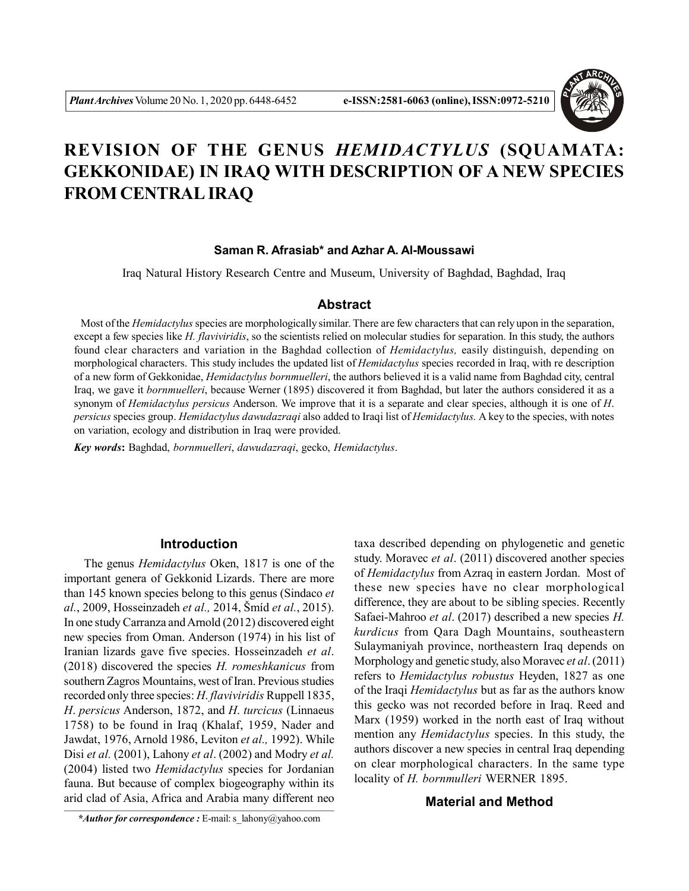# REVISION OF THE GENUS *HEMIDACTYLUS* (SQUAMATA: GEKKONIDAE) IN IRAQ WITH DESCRIPTION OF A NEW SPECIES FROM CENTRAL IRAQ

**Saman R. Afrasiab\* and Azhar A. Al-Moussawi**

Iraq Natural History Research Centre and Museum, University of Baghdad, Baghdad, Iraq

## Abstract

Most of the *Hemidactylus* species are morphologically similar. There are few characters that can rely upon in the separation, except a few species like *H. flaviviridis*, so the scientists relied on molecular studies for separation. In this study, the authors found clear characters and variation in the Baghdad collection of *Hemidactylus,* easily distinguish, depending on morphological characters. This study includes the updated list of *Hemidactylus* species recorded in Iraq, with re description of a new form of Gekkonidae, *Hemidactylus bornmuelleri*, the authors believed it is a valid name from Baghdad city, central Iraq, we gave it *bornmuelleri*, because Werner (1895) discovered it from Baghdad, but later the authors considered it as a synonym of *Hemidactylus persicus* Anderson. We improve that it is a separate and clear species, although it is one of *H. persicus* species group. *Hemidactylus dawudazraqi* also added to Iraqi list of *Hemidactylus.* A key to the species, with notes on variation, ecology and distribution in Iraq were provided.

***Key words*:** Baghdad, *bornmuelleri*, *dawudazraqi*, gecko, *Hemidactylus*.

## Introduction

The genus *Hemidactylus* Oken, 1817 is one of the important genera of Gekkonid Lizards. There are more than 145 known species belong to this genus (Sindaco *et al.*, 2009, Hosseinzadeh *et al.,* 2014, Šmíd *et al.*, 2015). In one study Carranza and Arnold (2012) discovered eight new species from Oman. Anderson (1974) in his list of Iranian lizards gave five species. Hosseinzadeh *et al*. (2018) discovered the species *H. romeshkanicus* from southern Zagros Mountains, west of Iran. Previous studies recorded only three species: *H. flaviviridis* Ruppell 1835, *H*. *persicus* Anderson, 1872, and *H. turcicus* (Linnaeus 1758) to be found in Iraq (Khalaf, 1959, Nader and Jawdat, 1976, Arnold 1986, Leviton *et al.,* 1992). While Disi *et al.* (2001), Lahony *et al*. (2002) and Modry *et al.* (2004) listed two *Hemidactylus* species for Jordanian fauna. But because of complex biogeography within its arid clad of Asia, Africa and Arabia many different neo taxa described depending on phylogenetic and genetic study. Moravec *et al*. (2011) discovered another species of *Hemidactylus* from Azraq in eastern Jordan. Most of these new species have no clear morphological difference, they are about to be sibling species. Recently Safaei-Mahroo *et al*. (2017) described a new species *H. kurdicus* from Qara Dagh Mountains, southeastern Sulaymaniyah province, northeastern Iraq depends on Morphology and genetic study, also Moravec *et al*. (2011) refers to *Hemidactylus robustus* Heyden, 1827 as one of the Iraqi *Hemidactylus* but as far as the authors know this gecko was not recorded before in Iraq. Reed and Marx (1959) worked in the north east of Iraq without mention any *Hemidactylus* species. In this study, the authors discover a new species in central Iraq depending on clear morphological characters. In the same type locality of *H. bornmulleri* WERNER 1895.

## Material and Method

***\*Author for correspondence :*** E-mail: s_lahony@yahoo.com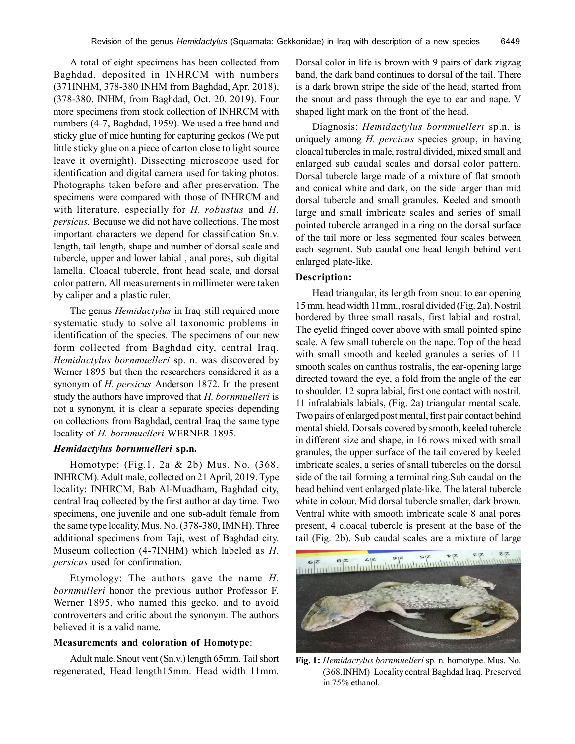A total of eight specimens has been collected from Baghdad, deposited in INHRCM with numbers (371INHM, 378-380 INHM from Baghdad, Apr. 2018), (378-380. INHM, from Baghdad, Oct. 20. 2019). Four more specimens from stock collection of INHRCM with numbers (4-7, Baghdad, 1959). We used a free hand and sticky glue of mice hunting for capturing geckos (We put little sticky glue on a piece of carton close to light source leave it overnight). Dissecting microscope used for identification and digital camera used for taking photos. Photographs taken before and after preservation. The specimens were compared with those of INHRCM and with literature, especially for *H. robustus* and *H. persicus.* Because we did not have collections. The most important characters we depend for classification Sn.v. length, tail length, shape and number of dorsal scale and tubercle, upper and lower labial , anal pores, sub digital lamella. Cloacal tubercle, front head scale, and dorsal color pattern. All measurements in millimeter were taken by caliper and a plastic ruler.

The genus *Hemidactylus* in Iraq still required more systematic study to solve all taxonomic problems in identification of the species. The specimens of our new form collected from Baghdad city, central Iraq. *Hemidactylus bornmuelleri* sp. n. was discovered by Werner 1895 but then the researchers considered it as a synonym of *H. persicus* Anderson 1872. In the present study the authors have improved that *H. bornmuelleri* is not a synonym, it is clear a separate species depending on collections from Baghdad, central Iraq the same type locality of *H. bornmuelleri* WERNER 1895.

### *Hemidactylus bornmuelleri* sp.n.

Homotype: (Fig.1, 2a & 2b) Mus. No. (368, INHRCM). Adult male, collected on 21 April, 2019. Type locality: INHRCM, Bab Al-Muadham, Baghdad city, central Iraq collected by the first author at day time. Two specimens, one juvenile and one sub-adult female from the same type locality, Mus. No. (378-380, IMNH). Three additional specimens from Taji, west of Baghdad city. Museum collection (4-7INHM) which labeled as *H. persicus* used for confirmation.

Etymology: The authors gave the name *H. bornmulleri* honor the previous author Professor F. Werner 1895, who named this gecko, and to avoid controverters and critic about the synonym. The authors believed it is a valid name.

### Measurements and coloration of Homotype:

Adult male. Snout vent (Sn.v.) length 65mm. Tail short regenerated, Head length15mm. Head width 11mm. Dorsal color in life is brown with 9 pairs of dark zigzag band, the dark band continues to dorsal of the tail. There is a dark brown stripe the side of the head, started from the snout and pass through the eye to ear and nape. V shaped light mark on the front of the head.

Diagnosis: *Hemidactylus bornmuelleri* sp.n. is uniquely among *H. percicus* species group, in having cloacal tubercles in male, rostral divided, mixed small and enlarged sub caudal scales and dorsal color pattern. Dorsal tubercle large made of a mixture of flat smooth and conical white and dark, on the side larger than mid dorsal tubercle and small granules. Keeled and smooth large and small imbricate scales and series of small pointed tubercle arranged in a ring on the dorsal surface of the tail more or less segmented four scales between each segment. Sub caudal one head length behind vent enlarged plate-like.

### Description:

Head triangular, its length from snout to ear opening 15 mm. head width 11mm., rosral divided (Fig. 2a). Nostril bordered by three small nasals, first labial and rostral. The eyelid fringed cover above with small pointed spine scale. A few small tubercle on the nape. Top of the head with small smooth and keeled granules a series of 11 smooth scales on canthus rostralis, the ear-opening large directed toward the eye, a fold from the angle of the ear to shoulder. 12 supra labial, first one contact with nostril. 11 infralabials labials, (Fig. 2a) triangular mental scale. Two pairs of enlarged post mental, first pair contact behind mental shield. Dorsals covered by smooth, keeled tubercle in different size and shape, in 16 rows mixed with small granules, the upper surface of the tail covered by keeled imbricate scales, a series of small tubercles on the dorsal side of the tail forming a terminal ring.Sub caudal on the head behind vent enlarged plate-like. The lateral tubercle white in colour. Mid dorsal tubercle smaller, dark brown. Ventral white with smooth imbricate scale 8 anal pores present, 4 cloacal tubercle is present at the base of the tail (Fig. 2b). Sub caudal scales are a mixture of large

**Fig. 1:** *Hemidactylus bornmuelleri* sp. n. homotype. Mus. No. (368.INHM) Locality central Baghdad Iraq. Preserved in 75% ethanol.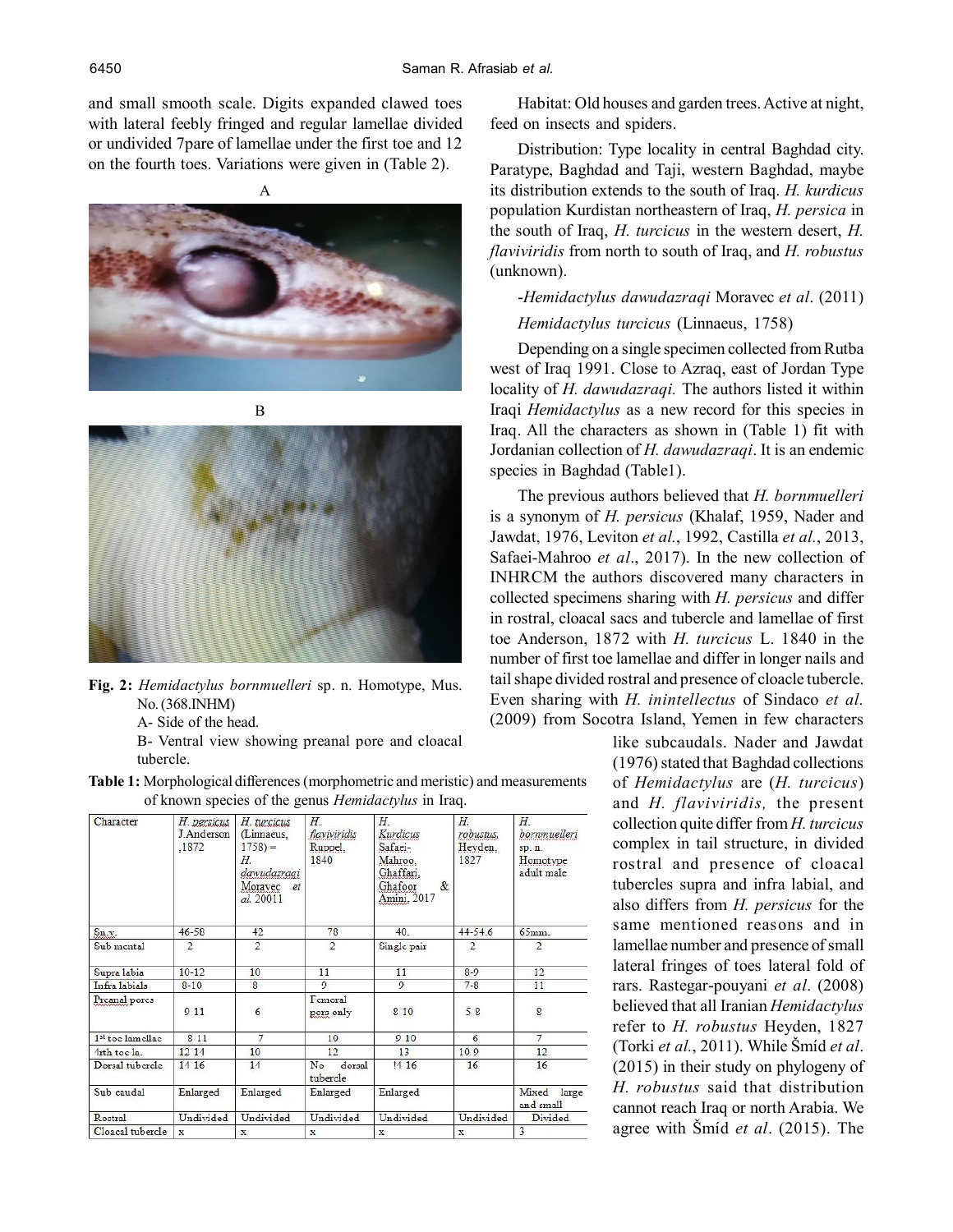and small smooth scale. Digits expanded clawed toes with lateral feebly fringed and regular lamellae divided or undivided 7pare of lamellae under the first toe and 12 on the fourth toes. Variations were given in (Table 2).

A

B

**Fig. 2:** *Hemidactylus bornmuelleri* sp. n. Homotype, Mus. No. (368.INHM)
A- Side of the head.
B- Ventral view showing preanal pore and cloacal tubercle.

**Table 1:** Morphological differences (morphometric and meristic) and measurements of known species of the genus *Hemidactylus* in Iraq.

| Character | *H. persicus* J.Anderson ,1872 | *H. turcicus* (Linnaeus, 1758) = *H. dawudazraqi* Moravec *et al.* 20011 | *H. flaviviridis* Ruppel, 1840 | *H. Kurdicus* Safaei-Mahroo, Ghaffari, Ghafoor & Amini, 2017 | *H. robustus,* Heyden, 1827 | *H. bornmuelleri* sp. n. Homotype adult male |
|---|---|---|---|---|---|---|
| Sn.v. | 46-58 | 42 | 78 | 40. | 44-54.6 | 65mm. |
| Sub mental | 2 | 2 | 2 | Single pair | 2 | 2 |
| Supra labia | 10-12 | 10 | 11 | 11 | 8-9 | 12 |
| Infra labials | 8-10 | 8 | 9 | 9 | 7-8 | 11 |
| Preanal pores | 9 11 | 6 | Femoral pora only | 8 10 | 5 8 | 8 |
| 1st toe lamellae | 8 11 | 7 | 10 | 9 10 | 6 | 7 |
| 4rth toe la. | 12 14 | 10 | 12 | 13 | 10 9 | 12 |
| Dorsal tubercle | 14 16 | 14 | No dorsal tubercle | 14 16 | 16 | 16 |
| Sub caudal | Enlarged | Enlarged | Enlarged | Enlarged | | Mixed large and small |
| Rostral | Undivided | Undivided | Undivided | Undivided | Undivided | Divided |
| Cloacal tubercle | x | x | x | x | x | 3 |

Habitat: Old houses and garden trees. Active at night, feed on insects and spiders.

Distribution: Type locality in central Baghdad city. Paratype, Baghdad and Taji, western Baghdad, maybe its distribution extends to the south of Iraq. *H. kurdicus* population Kurdistan northeastern of Iraq, *H. persica* in the south of Iraq, *H. turcicus* in the western desert, *H. flaviviridis* from north to south of Iraq, and *H. robustus* (unknown).

-*Hemidactylus dawudazraqi* Moravec *et al*. (2011)

*Hemidactylus turcicus* (Linnaeus, 1758)

Depending on a single specimen collected from Rutba west of Iraq 1991. Close to Azraq, east of Jordan Type locality of *H. dawudazraqi.* The authors listed it within Iraqi *Hemidactylus* as a new record for this species in Iraq. All the characters as shown in (Table 1) fit with Jordanian collection of *H. dawudazraqi*. It is an endemic species in Baghdad (Table1).

The previous authors believed that *H. bornmuelleri* is a synonym of *H. persicus* (Khalaf, 1959, Nader and Jawdat, 1976, Leviton *et al.*, 1992, Castilla *et al.*, 2013, Safaei-Mahroo *et al*., 2017). In the new collection of INHRCM the authors discovered many characters in collected specimens sharing with *H. persicus* and differ in rostral, cloacal sacs and tubercle and lamellae of first toe Anderson, 1872 with *H. turcicus* L. 1840 in the number of first toe lamellae and differ in longer nails and tail shape divided rostral and presence of cloacle tubercle. Even sharing with *H. inintellectus* of Sindaco *et al.* (2009) from Socotra Island, Yemen in few characters like subcaudals. Nader and Jawdat (1976) stated that Baghdad collections of *Hemidactylus* are (*H. turcicus*) and *H. flaviviridis,* the present collection quite differ from *H. turcicus* complex in tail structure, in divided rostral and presence of cloacal tubercles supra and infra labial, and also differs from *H. persicus* for the same mentioned reasons and in lamellae number and presence of small lateral fringes of toes lateral fold of rars. Rastegar-pouyani *et al*. (2008) believed that all Iranian *Hemidactylus* refer to *H. robustus* Heyden, 1827 (Torki *et al.*, 2011). While Šmíd *et al*. (2015) in their study on phylogeny of *H. robustus* said that distribution cannot reach Iraq or north Arabia. We agree with Šmíd *et al*. (2015). The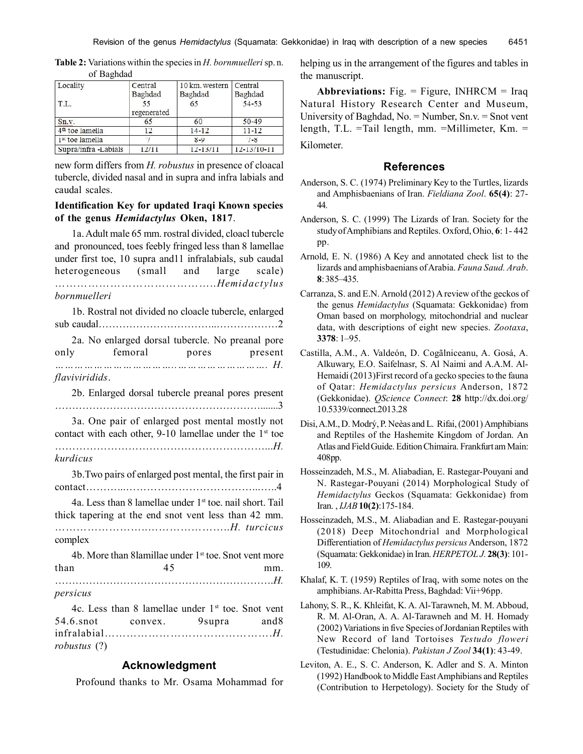**Table 2:** Variations within the species in *H. bornmuelleri* sp. n. of Baghdad

| Locality | Central Baghdad | 10 km. western Baghdad | Central Baghdad |
|---|---|---|---|
| T.L. | 55 regenerated | 65 | 54-53 |
| Sn.v. | 65 | 60 | 50-49 |
| 4th toe lamella | 12 | 14-12 | 11-12 |
| 1st toe lamella | 7 | 8-9 | 7-8 |
| Supra/infra -Labials | 12/11 | 12-13/11 | 12-13/10-11 |

new form differs from *H. robustus* in presence of cloacal tubercle, divided nasal and in supra and infra labials and caudal scales.

**Identification Key for updated Iraqi Known species of the genus *Hemidactylus* Oken, 1817**.

1a. Adult male 65 mm. rostral divided, cloacl tubercle and pronounced, toes feebly fringed less than 8 lamellae under first toe, 10 supra and11 infralabials, sub caudal heterogeneous (small and large scale) ……………………………………….*Hemidactylus bornmuelleri*

1b. Rostral not divided no cloacle tubercle, enlarged sub caudal…………………………...………………2

2a. No enlarged dorsal tubercle. No preanal pore only femoral pores present …………………………..………………. *H. flaviviridids*.

2b. Enlarged dorsal tubercle preanal pores present …………………………………………………......3

3a. One pair of enlarged post mental mostly not contact with each other, 9-10 lamellae under the 1st toe ……………………………………………………..*H. kurdicus*

3b.Two pairs of enlarged post mental, the first pair in contact………..…………………………………..…..4

4a. Less than 8 lamellae under 1st toe. nail short. Tail thick tapering at the end snot vent less than 42 mm. ……………………….…………………….*H. turcicus* complex

4b. More than 8lamillae under 1st toe. Snot vent more than 45 mm. ……………………………………………………….*H. persicus*

4c. Less than 8 lamellae under 1st toe. Snot vent 54.6.snot convex. 9supra and8 infralabial………………………………………….*H. robustus* (?)

## Acknowledgment

Profound thanks to Mr. Osama Mohammad for helping us in the arrangement of the figures and tables in the manuscript.

**Abbreviations:** Fig. = Figure, INHRCM = Iraq Natural History Research Center and Museum, University of Baghdad, No. = Number, Sn.v. = Snot vent length, T.L. =Tail length, mm. =Millimeter, Km. = Kilometer.

## References

Anderson, S. C. (1974) Preliminary Key to the Turtles, lizards and Amphisbaenians of Iran. *Fieldiana Zool*. **65(4)**: 27-44.

Anderson, S. C. (1999) The Lizards of Iran. Society for the study of Amphibians and Reptiles. Oxford, Ohio, **6**: 1- 442 pp.

Arnold, E. N. (1986) A Key and annotated check list to the lizards and amphisbaenians of Arabia. *Fauna Saud. Arab*. **8**: 385–435.

Carranza, S. and E.N. Arnold (2012) A review of the geckos of the genus *Hemidactylus* (Squamata: Gekkonidae) from Oman based on morphology, mitochondrial and nuclear data, with descriptions of eight new species. *Zootaxa*, **3378**: 1–95.

Castilla, A.M., A. Valdeón, D. Cogălniceanu, A. Gosá, A. Alkuwary, E.O. Saifelnasr, S. Al Naimi and A.A.M. Al-Hemaidi (2013)First record of a gecko species to the fauna of Qatar: *Hemidactylus persicus* Anderson, 1872 (Gekkonidae). *QScience Connect*: **28** http://dx.doi.org/10.5339/connect.2013.28

Disi, A.M., D. Modrý, P. Neèas and L. Rifai, (2001) Amphibians and Reptiles of the Hashemite Kingdom of Jordan. An Atlas and Field Guide. Edition Chimaira. Frankfurt am Main: 408pp.

Hosseinzadeh, M.S., M. Aliabadian, E. Rastegar-Pouyani and N. Rastegar-Pouyani (2014) Morphological Study of *Hemidactylus* Geckos (Squamata: Gekkonidae) from Iran. , *IJAB* **10(2)**:175-184.

Hosseinzadeh, M.S., M. Aliabadian and E. Rastegar-pouyani (2018) Deep Mitochondrial and Morphological Differentiation of *Hemidactylus persicus* Anderson, 1872 (Squamata: Gekkonidae) in Iran. *HERPETOL J*. **28(3)**: 101-109.

Khalaf, K. T. (1959) Reptiles of Iraq, with some notes on the amphibians. Ar-Rabitta Press, Baghdad: Vii+96pp.

Lahony, S. R., K. Khleifat, K. A. Al-Tarawneh, M. M. Abboud, R. M. Al-Oran, A. A. Al-Tarawneh and M. H. Homady (2002) Variations in five Species of Jordanian Reptiles with New Record of land Tortoises *Testudo floweri* (Testudinidae: Chelonia). *Pakistan J Zool* **34(1)**: 43-49.

Leviton, A. E., S. C. Anderson, K. Adler and S. A. Minton (1992) Handbook to Middle East Amphibians and Reptiles (Contribution to Herpetology). Society for the Study of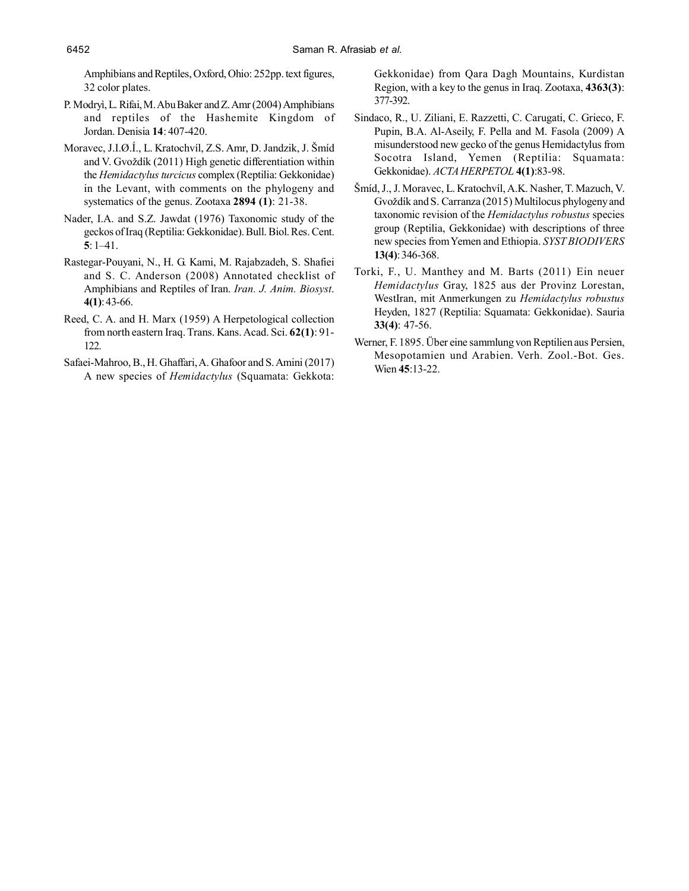Amphibians and Reptiles, Oxford, Ohio: 252pp. text figures, 32 color plates.

P. Modryì, L. Rifai, M. Abu Baker and Z. Amr (2004) Amphibians and reptiles of the Hashemite Kingdom of Jordan. Denisia **14**: 407-420.

Moravec, J.I.Ø.Í., L. Kratochvíl, Z.S. Amr, D. Jandzik, J. Šmíd and V. Gvoždík (2011) High genetic differentiation within the *Hemidactylus turcicus* complex (Reptilia: Gekkonidae) in the Levant, with comments on the phylogeny and systematics of the genus. Zootaxa **2894 (1)**: 21-38.

Nader, I.A. and S.Z. Jawdat (1976) Taxonomic study of the geckos of Iraq (Reptilia: Gekkonidae). Bull. Biol. Res. Cent. **5**: 1–41.

Rastegar-Pouyani, N., H. G. Kami, M. Rajabzadeh, S. Shafiei and S. C. Anderson (2008) Annotated checklist of Amphibians and Reptiles of Iran. *Iran. J. Anim. Biosyst*. **4(1)**: 43-66.

Reed, C. A. and H. Marx (1959) A Herpetological collection from north eastern Iraq. Trans. Kans. Acad. Sci. **62(1)**: 91-122.

Safaei-Mahroo, B., H. Ghaffari, A. Ghafoor and S. Amini (2017) A new species of *Hemidactylus* (Squamata: Gekkota: Gekkonidae) from Qara Dagh Mountains, Kurdistan Region, with a key to the genus in Iraq. Zootaxa, **4363(3)**: 377-392.

Sindaco, R., U. Ziliani, E. Razzetti, C. Carugati, C. Grieco, F. Pupin, B.A. Al-Aseily, F. Pella and M. Fasola (2009) A misunderstood new gecko of the genus Hemidactylus from Socotra Island, Yemen (Reptilia: Squamata: Gekkonidae). *ACTA HERPETOL* **4(1)**:83-98.

Šmíd, J., J. Moravec, L. Kratochvíl, A.K. Nasher, T. Mazuch, V. Gvoždík and S. Carranza (2015) Multilocus phylogeny and taxonomic revision of the *Hemidactylus robustus* species group (Reptilia, Gekkonidae) with descriptions of three new species from Yemen and Ethiopia. *SYST BIODIVERS* **13(4)**: 346-368.

Torki, F., U. Manthey and M. Barts (2011) Ein neuer *Hemidactylus* Gray, 1825 aus der Provinz Lorestan, WestIran, mit Anmerkungen zu *Hemidactylus robustus* Heyden, 1827 (Reptilia: Squamata: Gekkonidae). Sauria **33(4)**: 47-56.

Werner, F. 1895. Über eine sammlung von Reptilien aus Persien, Mesopotamien und Arabien. Verh. Zool.-Bot. Ges. Wien **45**:13-22.